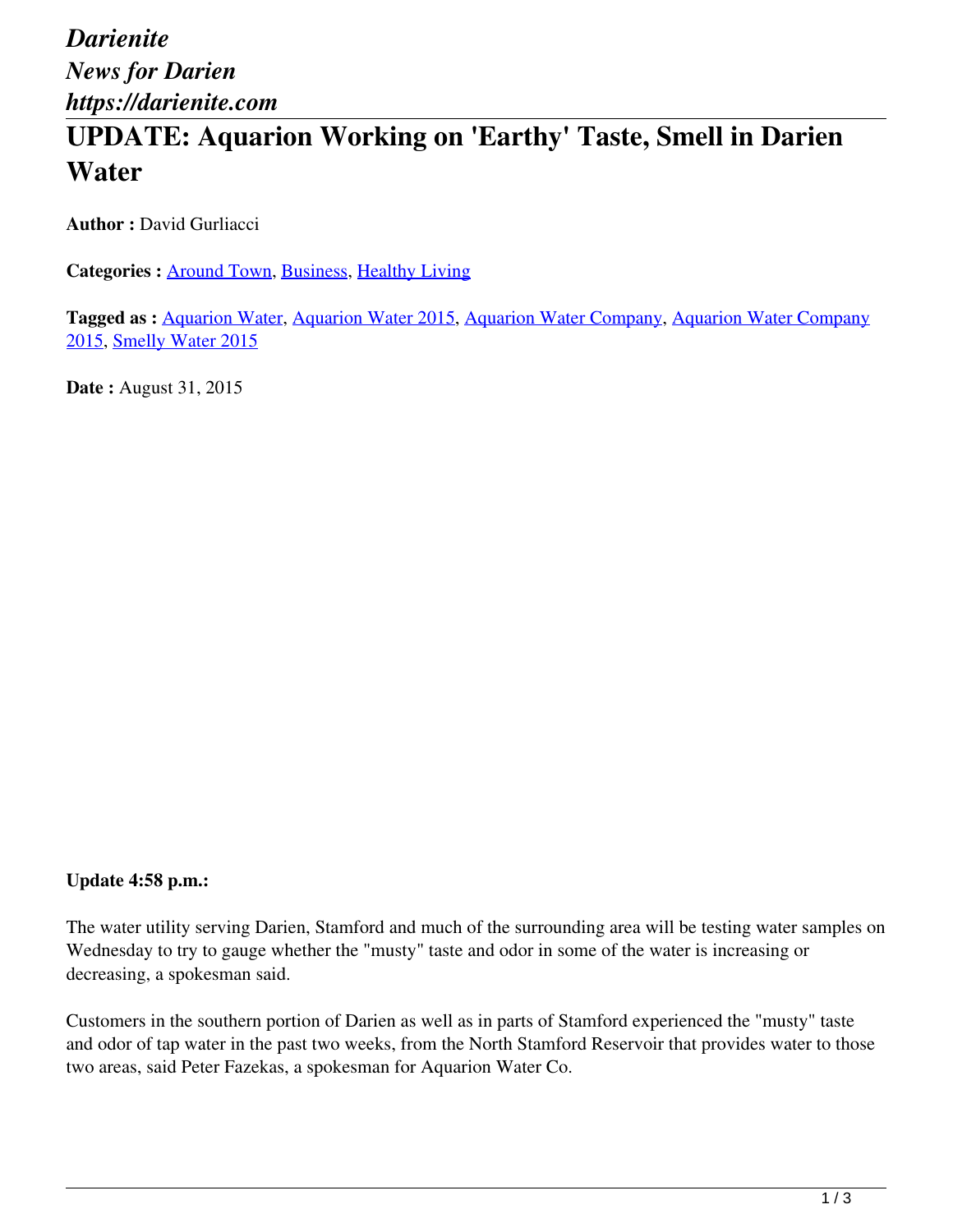*Darienite*
*News for Darien*
*https://darienite.com*

# UPDATE: Aquarion Working on 'Earthy' Taste, Smell in Darien Water

**Author :** David Gurliacci

**Categories :** Around Town, Business, Healthy Living

**Tagged as :** Aquarion Water, Aquarion Water 2015, Aquarion Water Company, Aquarion Water Company 2015, Smelly Water 2015

**Date :** August 31, 2015

**Update 4:58 p.m.:**

The water utility serving Darien, Stamford and much of the surrounding area will be testing water samples on Wednesday to try to gauge whether the "musty" taste and odor in some of the water is increasing or decreasing, a spokesman said.

Customers in the southern portion of Darien as well as in parts of Stamford experienced the "musty" taste and odor of tap water in the past two weeks, from the North Stamford Reservoir that provides water to those two areas, said Peter Fazekas, a spokesman for Aquarion Water Co.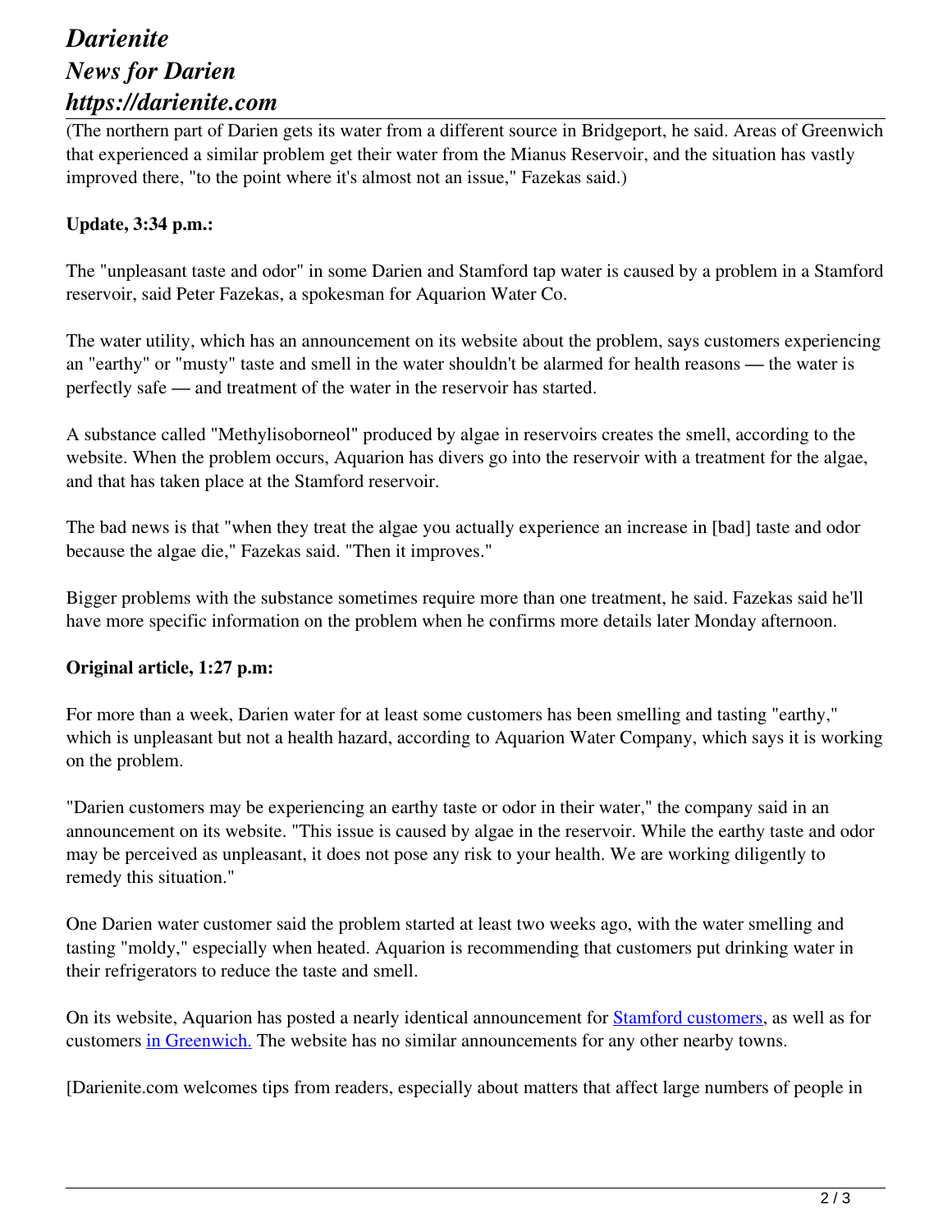(The northern part of Darien gets its water from a different source in Bridgeport, he said. Areas of Greenwich that experienced a similar problem get their water from the Mianus Reservoir, and the situation has vastly improved there, "to the point where it's almost not an issue," Fazekas said.)

**Update, 3:34 p.m.:**

The "unpleasant taste and odor" in some Darien and Stamford tap water is caused by a problem in a Stamford reservoir, said Peter Fazekas, a spokesman for Aquarion Water Co.

The water utility, which has an announcement on its website about the problem, says customers experiencing an "earthy" or "musty" taste and smell in the water shouldn't be alarmed for health reasons — the water is perfectly safe — and treatment of the water in the reservoir has started.

A substance called "Methylisoborneol" produced by algae in reservoirs creates the smell, according to the website. When the problem occurs, Aquarion has divers go into the reservoir with a treatment for the algae, and that has taken place at the Stamford reservoir.

The bad news is that "when they treat the algae you actually experience an increase in [bad] taste and odor because the algae die," Fazekas said. "Then it improves."

Bigger problems with the substance sometimes require more than one treatment, he said. Fazekas said he'll have more specific information on the problem when he confirms more details later Monday afternoon.

**Original article, 1:27 p.m:**

For more than a week, Darien water for at least some customers has been smelling and tasting "earthy," which is unpleasant but not a health hazard, according to Aquarion Water Company, which says it is working on the problem.

"Darien customers may be experiencing an earthy taste or odor in their water," the company said in an announcement on its website. "This issue is caused by algae in the reservoir. While the earthy taste and odor may be perceived as unpleasant, it does not pose any risk to your health. We are working diligently to remedy this situation."

One Darien water customer said the problem started at least two weeks ago, with the water smelling and tasting "moldy," especially when heated. Aquarion is recommending that customers put drinking water in their refrigerators to reduce the taste and smell.

On its website, Aquarion has posted a nearly identical announcement for Stamford customers, as well as for customers in Greenwich. The website has no similar announcements for any other nearby towns.

[Darienite.com welcomes tips from readers, especially about matters that affect large numbers of people in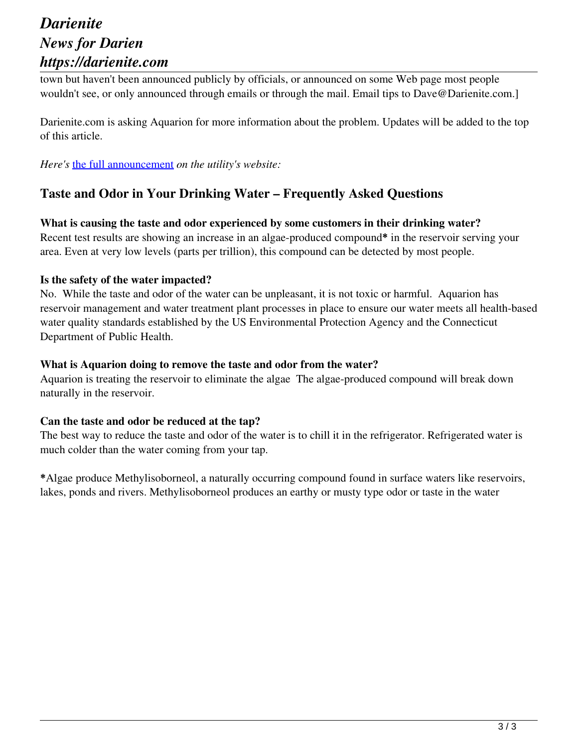town but haven't been announced publicly by officials, or announced on some Web page most people wouldn't see, or only announced through emails or through the mail. Email tips to Dave@Darienite.com.]

Darienite.com is asking Aquarion for more information about the problem. Updates will be added to the top of this article.

*Here's* [the full announcement]() *on the utility's website:*

## Taste and Odor in Your Drinking Water – Frequently Asked Questions

**What is causing the taste and odor experienced by some customers in their drinking water?**
Recent test results are showing an increase in an algae-produced compound* in the reservoir serving your area. Even at very low levels (parts per trillion), this compound can be detected by most people.

**Is the safety of the water impacted?**
No. While the taste and odor of the water can be unpleasant, it is not toxic or harmful. Aquarion has reservoir management and water treatment plant processes in place to ensure our water meets all health-based water quality standards established by the US Environmental Protection Agency and the Connecticut Department of Public Health.

**What is Aquarion doing to remove the taste and odor from the water?**
Aquarion is treating the reservoir to eliminate the algae The algae-produced compound will break down naturally in the reservoir.

**Can the taste and odor be reduced at the tap?**
The best way to reduce the taste and odor of the water is to chill it in the refrigerator. Refrigerated water is much colder than the water coming from your tap.

*Algae produce Methylisoborneol, a naturally occurring compound found in surface waters like reservoirs, lakes, ponds and rivers. Methylisoborneol produces an earthy or musty type odor or taste in the water